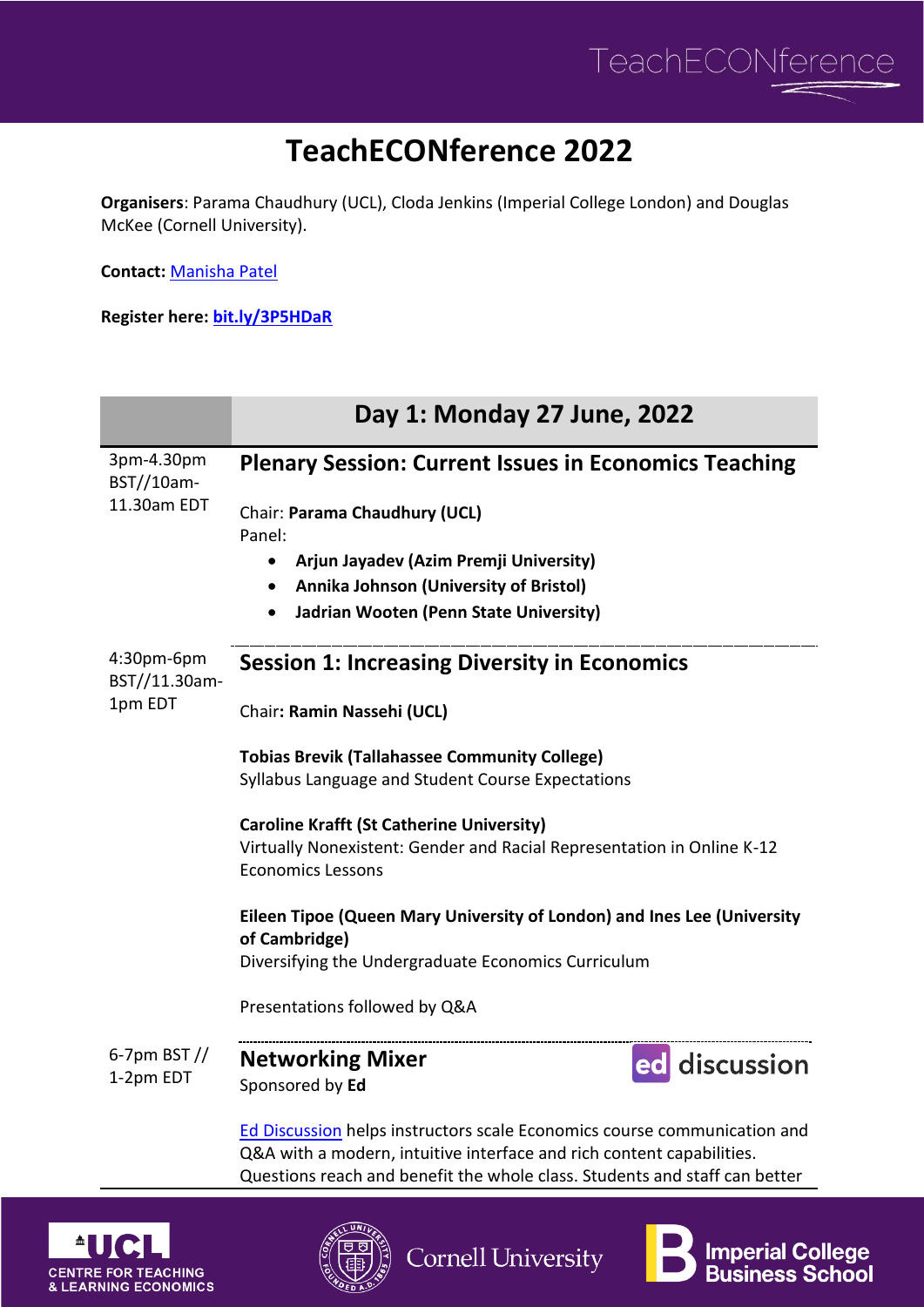# TeachECONference 2022

**Organisers**: Parama Chaudhury (UCL), Cloda Jenkins (Imperial College London) and Douglas McKee (Cornell University).

**Contact:** Manisha Patel

**Register here: bit.ly/3P5HDaR**

## Day 1: Monday 27 June, 2022

**3pm-4.30pm BST//10am-11.30am EDT**

### Plenary Session: Current Issues in Economics Teaching

Chair: **Parama Chaudhury (UCL)**

Panel:

- **Arjun Jayadev (Azim Premji University)**
- **Annika Johnson (University of Bristol)**
- **Jadrian Wooten (Penn State University)**

---

**4:30pm-6pm BST//11.30am-1pm EDT**

### Session 1: Increasing Diversity in Economics

Chair**: Ramin Nassehi (UCL)**

**Tobias Brevik (Tallahassee Community College)**
Syllabus Language and Student Course Expectations

**Caroline Krafft (St Catherine University)**
Virtually Nonexistent: Gender and Racial Representation in Online K-12 Economics Lessons

**Eileen Tipoe (Queen Mary University of London) and Ines Lee (University of Cambridge)**
Diversifying the Undergraduate Economics Curriculum

Presentations followed by Q&A

---

**6-7pm BST // 1-2pm EDT**

### Networking Mixer

Sponsored by **Ed**

ed discussion

Ed Discussion helps instructors scale Economics course communication and Q&A with a modern, intuitive interface and rich content capabilities. Questions reach and benefit the whole class. Students and staff can better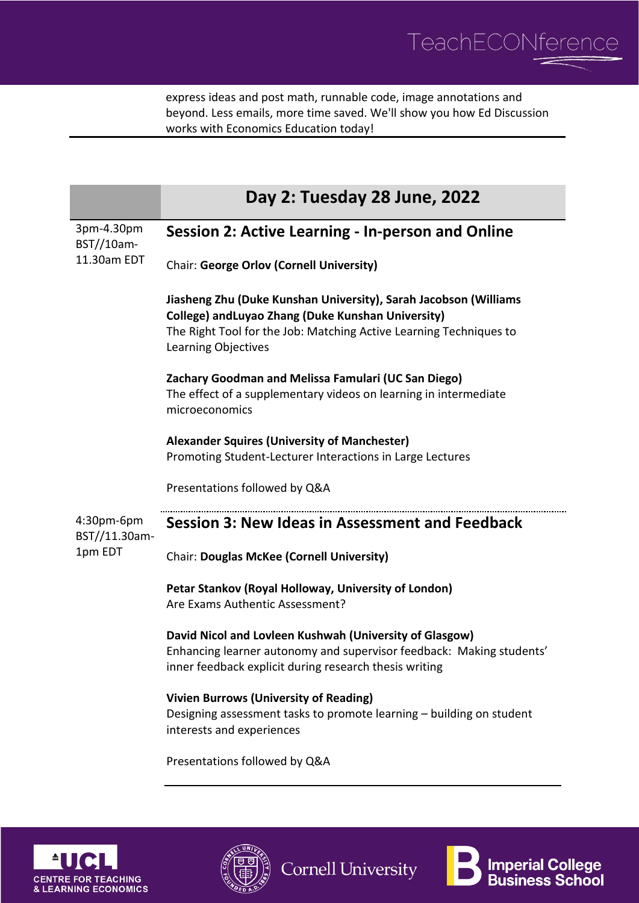express ideas and post math, runnable code, image annotations and beyond. Less emails, more time saved. We'll show you how Ed Discussion works with Economics Education today!

## Day 2: Tuesday 28 June, 2022

3pm-4.30pm BST//10am-11.30am EDT

### Session 2: Active Learning - In-person and Online

Chair: **George Orlov (Cornell University)**

**Jiasheng Zhu (Duke Kunshan University), Sarah Jacobson (Williams College) andLuyao Zhang (Duke Kunshan University)**
The Right Tool for the Job: Matching Active Learning Techniques to Learning Objectives

**Zachary Goodman and Melissa Famulari (UC San Diego)**
The effect of a supplementary videos on learning in intermediate microeconomics

**Alexander Squires (University of Manchester)**
Promoting Student-Lecturer Interactions in Large Lectures

Presentations followed by Q&A

4:30pm-6pm BST//11.30am-1pm EDT

### Session 3: New Ideas in Assessment and Feedback

Chair: **Douglas McKee (Cornell University)**

**Petar Stankov (Royal Holloway, University of London)**
Are Exams Authentic Assessment?

**David Nicol and Lovleen Kushwah (University of Glasgow)**
Enhancing learner autonomy and supervisor feedback: Making students' inner feedback explicit during research thesis writing

**Vivien Burrows (University of Reading)**
Designing assessment tasks to promote learning – building on student interests and experiences

Presentations followed by Q&A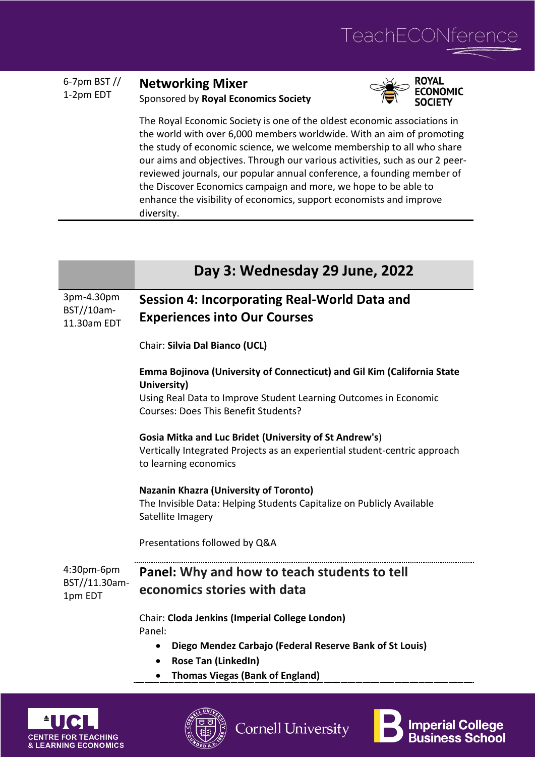6-7pm BST // 1-2pm EDT

### Networking Mixer

Sponsored by **Royal Economics Society**

ROYAL ECONOMIC SOCIETY

The Royal Economic Society is one of the oldest economic associations in the world with over 6,000 members worldwide. With an aim of promoting the study of economic science, we welcome membership to all who share our aims and objectives. Through our various activities, such as our 2 peer-reviewed journals, our popular annual conference, a founding member of the Discover Economics campaign and more, we hope to be able to enhance the visibility of economics, support economists and improve diversity.

## Day 3: Wednesday 29 June, 2022

3pm-4.30pm BST//10am-11.30am EDT

### Session 4: Incorporating Real-World Data and Experiences into Our Courses

Chair: **Silvia Dal Bianco (UCL)**

**Emma Bojinova (University of Connecticut) and Gil Kim (California State University)**
Using Real Data to Improve Student Learning Outcomes in Economic Courses: Does This Benefit Students?

**Gosia Mitka and Luc Bridet (University of St Andrew's)**
Vertically Integrated Projects as an experiential student-centric approach to learning economics

**Nazanin Khazra (University of Toronto)**
The Invisible Data: Helping Students Capitalize on Publicly Available Satellite Imagery

Presentations followed by Q&A

4:30pm-6pm BST//11.30am-1pm EDT

### Panel: Why and how to teach students to tell economics stories with data

Chair: **Cloda Jenkins (Imperial College London)**
Panel:

- **Diego Mendez Carbajo (Federal Reserve Bank of St Louis)**
- **Rose Tan (LinkedIn)**
- **Thomas Viegas (Bank of England)**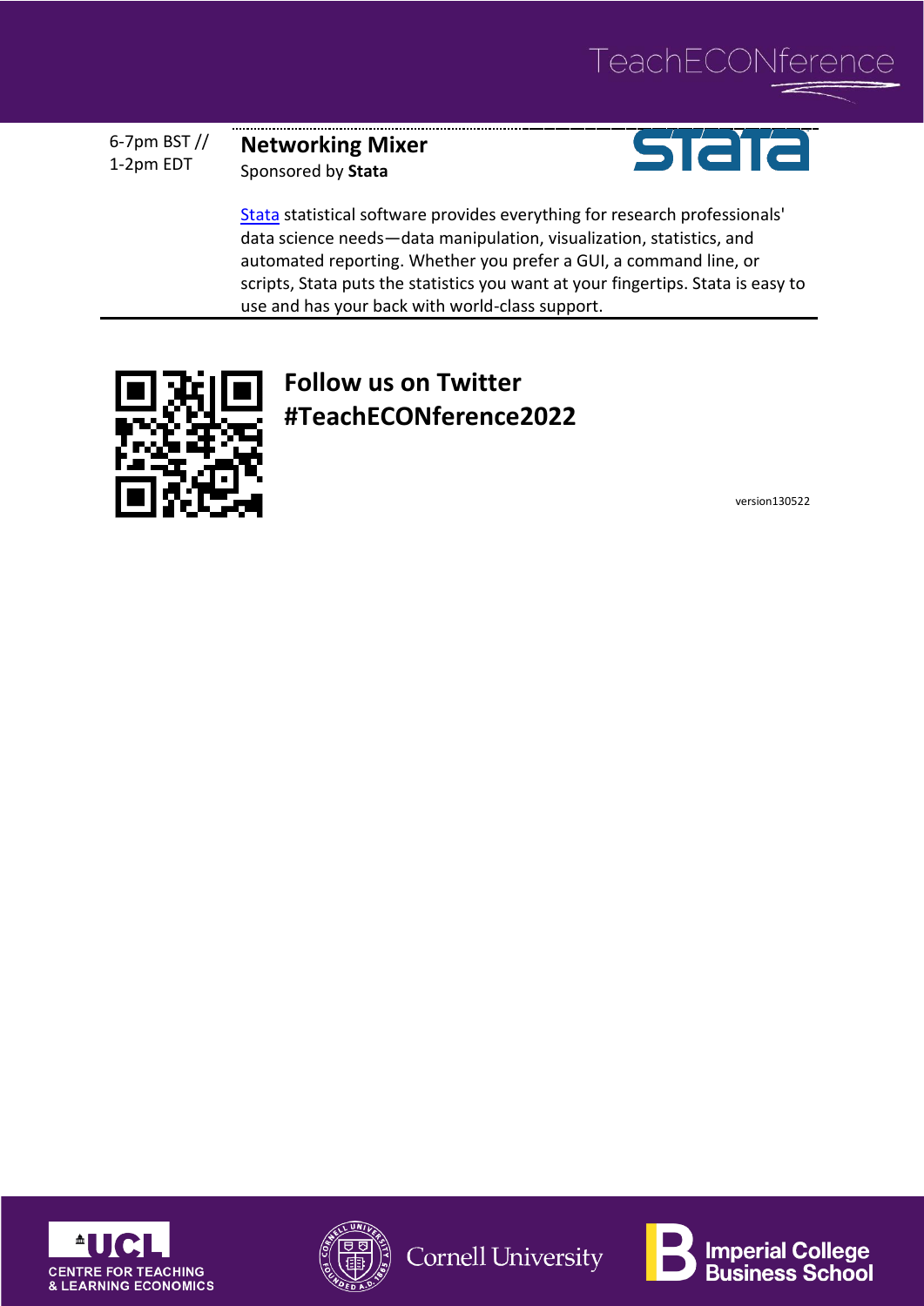| | |
|---|---|
| 6-7pm BST // 1-2pm EDT | **Networking Mixer**<br>Sponsored by **Stata**<br><br>[Stata](Stata) statistical software provides everything for research professionals' data science needs—data manipulation, visualization, statistics, and automated reporting. Whether you prefer a GUI, a command line, or scripts, Stata puts the statistics you want at your fingertips. Stata is easy to use and has your back with world-class support. |

## Follow us on Twitter #TeachECONference2022

version130522